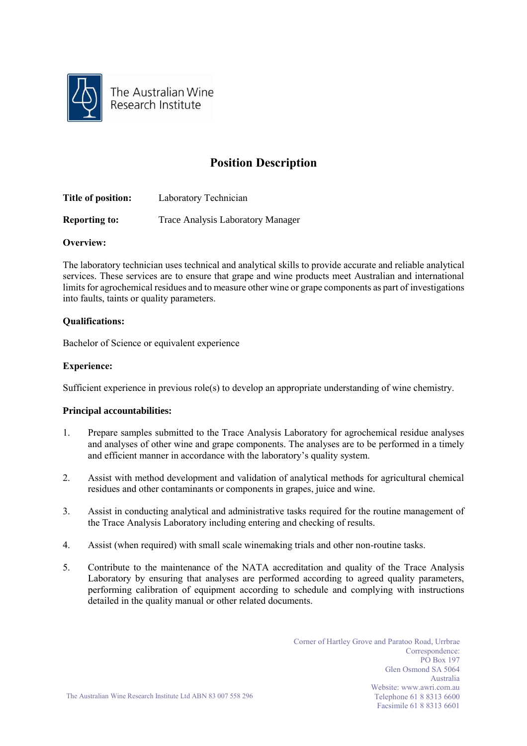The Australian Wine Research Institute

# Position Description

**Title of position:** Laboratory Technician

**Reporting to:** Trace Analysis Laboratory Manager

**Overview:**

The laboratory technician uses technical and analytical skills to provide accurate and reliable analytical services. These services are to ensure that grape and wine products meet Australian and international limits for agrochemical residues and to measure other wine or grape components as part of investigations into faults, taints or quality parameters.

**Qualifications:**

Bachelor of Science or equivalent experience

**Experience:**

Sufficient experience in previous role(s) to develop an appropriate understanding of wine chemistry.

**Principal accountabilities:**

1. Prepare samples submitted to the Trace Analysis Laboratory for agrochemical residue analyses and analyses of other wine and grape components. The analyses are to be performed in a timely and efficient manner in accordance with the laboratory's quality system.
2. Assist with method development and validation of analytical methods for agricultural chemical residues and other contaminants or components in grapes, juice and wine.
3. Assist in conducting analytical and administrative tasks required for the routine management of the Trace Analysis Laboratory including entering and checking of results.
4. Assist (when required) with small scale winemaking trials and other non-routine tasks.
5. Contribute to the maintenance of the NATA accreditation and quality of the Trace Analysis Laboratory by ensuring that analyses are performed according to agreed quality parameters, performing calibration of equipment according to schedule and complying with instructions detailed in the quality manual or other related documents.

Corner of Hartley Grove and Paratoo Road, Urrbrae
Correspondence:
PO Box 197
Glen Osmond SA 5064
Australia
Website: www.awri.com.au
Telephone 61 8 8313 6600
Facsimile 61 8 8313 6601

The Australian Wine Research Institute Ltd ABN 83 007 558 296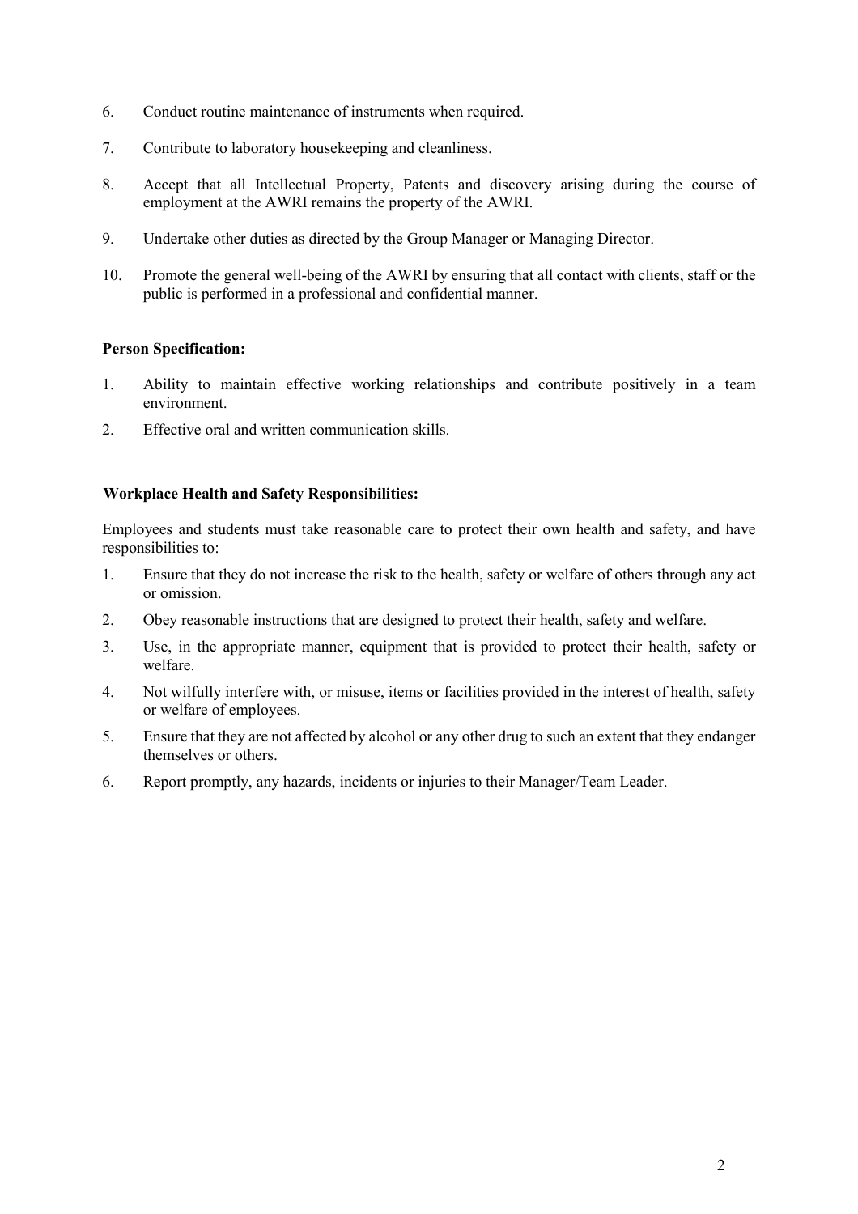6. Conduct routine maintenance of instruments when required.

7. Contribute to laboratory housekeeping and cleanliness.

8. Accept that all Intellectual Property, Patents and discovery arising during the course of employment at the AWRI remains the property of the AWRI.

9. Undertake other duties as directed by the Group Manager or Managing Director.

10. Promote the general well-being of the AWRI by ensuring that all contact with clients, staff or the public is performed in a professional and confidential manner.

**Person Specification:**

1. Ability to maintain effective working relationships and contribute positively in a team environment.
2. Effective oral and written communication skills.

**Workplace Health and Safety Responsibilities:**

Employees and students must take reasonable care to protect their own health and safety, and have responsibilities to:

1. Ensure that they do not increase the risk to the health, safety or welfare of others through any act or omission.
2. Obey reasonable instructions that are designed to protect their health, safety and welfare.
3. Use, in the appropriate manner, equipment that is provided to protect their health, safety or welfare.
4. Not wilfully interfere with, or misuse, items or facilities provided in the interest of health, safety or welfare of employees.
5. Ensure that they are not affected by alcohol or any other drug to such an extent that they endanger themselves or others.
6. Report promptly, any hazards, incidents or injuries to their Manager/Team Leader.